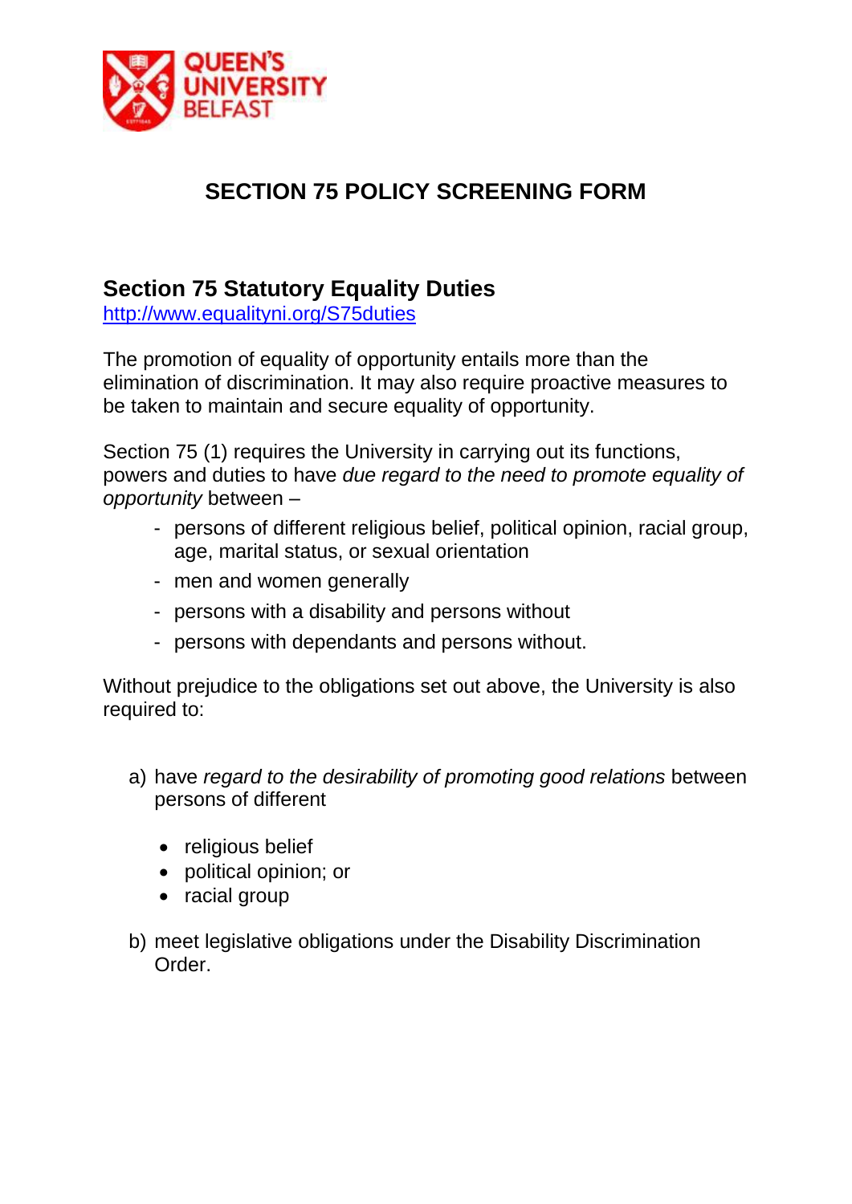QUEEN'S UNIVERSITY BELFAST

# SECTION 75 POLICY SCREENING FORM

## Section 75 Statutory Equality Duties

http://www.equalityni.org/S75duties

The promotion of equality of opportunity entails more than the elimination of discrimination. It may also require proactive measures to be taken to maintain and secure equality of opportunity.

Section 75 (1) requires the University in carrying out its functions, powers and duties to have *due regard to the need to promote equality of opportunity* between –

- persons of different religious belief, political opinion, racial group, age, marital status, or sexual orientation
- men and women generally
- persons with a disability and persons without
- persons with dependants and persons without.

Without prejudice to the obligations set out above, the University is also required to:

a) have *regard to the desirability of promoting good relations* between persons of different

   - religious belief
   - political opinion; or
   - racial group

b) meet legislative obligations under the Disability Discrimination Order.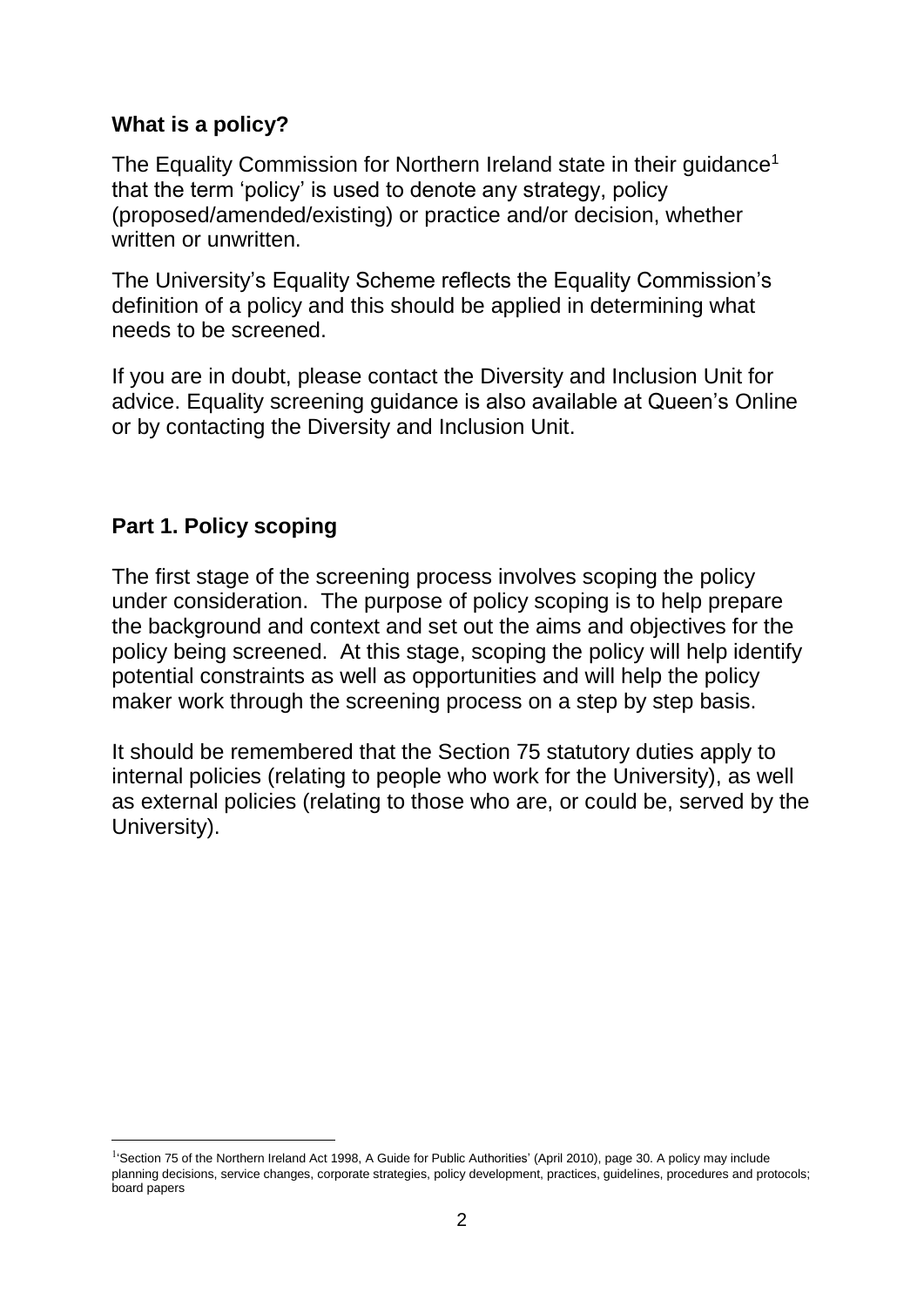## What is a policy?

The Equality Commission for Northern Ireland state in their guidance[1] that the term 'policy' is used to denote any strategy, policy (proposed/amended/existing) or practice and/or decision, whether written or unwritten.

The University's Equality Scheme reflects the Equality Commission's definition of a policy and this should be applied in determining what needs to be screened.

If you are in doubt, please contact the Diversity and Inclusion Unit for advice. Equality screening guidance is also available at Queen's Online or by contacting the Diversity and Inclusion Unit.

## Part 1. Policy scoping

The first stage of the screening process involves scoping the policy under consideration. The purpose of policy scoping is to help prepare the background and context and set out the aims and objectives for the policy being screened. At this stage, scoping the policy will help identify potential constraints as well as opportunities and will help the policy maker work through the screening process on a step by step basis.

It should be remembered that the Section 75 statutory duties apply to internal policies (relating to people who work for the University), as well as external policies (relating to those who are, or could be, served by the University).

---

[1] 'Section 75 of the Northern Ireland Act 1998, A Guide for Public Authorities' (April 2010), page 30. A policy may include planning decisions, service changes, corporate strategies, policy development, practices, guidelines, procedures and protocols; board papers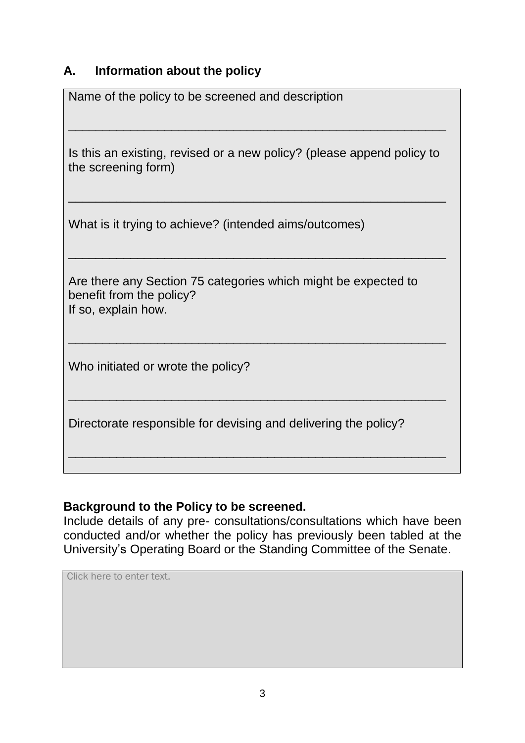## A. Information about the policy

Name of the policy to be screened and description

\_\_\_\_\_\_\_\_\_\_\_\_\_\_\_\_\_\_\_\_\_\_\_\_\_\_\_\_\_\_\_\_\_\_\_\_\_\_\_\_\_\_\_\_\_\_\_\_\_\_\_\_\_\_\_\_

Is this an existing, revised or a new policy? (please append policy to the screening form)

\_\_\_\_\_\_\_\_\_\_\_\_\_\_\_\_\_\_\_\_\_\_\_\_\_\_\_\_\_\_\_\_\_\_\_\_\_\_\_\_\_\_\_\_\_\_\_\_\_\_\_\_\_\_\_\_

What is it trying to achieve? (intended aims/outcomes)

\_\_\_\_\_\_\_\_\_\_\_\_\_\_\_\_\_\_\_\_\_\_\_\_\_\_\_\_\_\_\_\_\_\_\_\_\_\_\_\_\_\_\_\_\_\_\_\_\_\_\_\_\_\_\_\_

Are there any Section 75 categories which might be expected to benefit from the policy?
If so, explain how.

\_\_\_\_\_\_\_\_\_\_\_\_\_\_\_\_\_\_\_\_\_\_\_\_\_\_\_\_\_\_\_\_\_\_\_\_\_\_\_\_\_\_\_\_\_\_\_\_\_\_\_\_\_\_\_\_

Who initiated or wrote the policy?

\_\_\_\_\_\_\_\_\_\_\_\_\_\_\_\_\_\_\_\_\_\_\_\_\_\_\_\_\_\_\_\_\_\_\_\_\_\_\_\_\_\_\_\_\_\_\_\_\_\_\_\_\_\_\_\_

Directorate responsible for devising and delivering the policy?

\_\_\_\_\_\_\_\_\_\_\_\_\_\_\_\_\_\_\_\_\_\_\_\_\_\_\_\_\_\_\_\_\_\_\_\_\_\_\_\_\_\_\_\_\_\_\_\_\_\_\_\_\_\_\_\_

**Background to the Policy to be screened.**
Include details of any pre- consultations/consultations which have been conducted and/or whether the policy has previously been tabled at the University's Operating Board or the Standing Committee of the Senate.

Click here to enter text.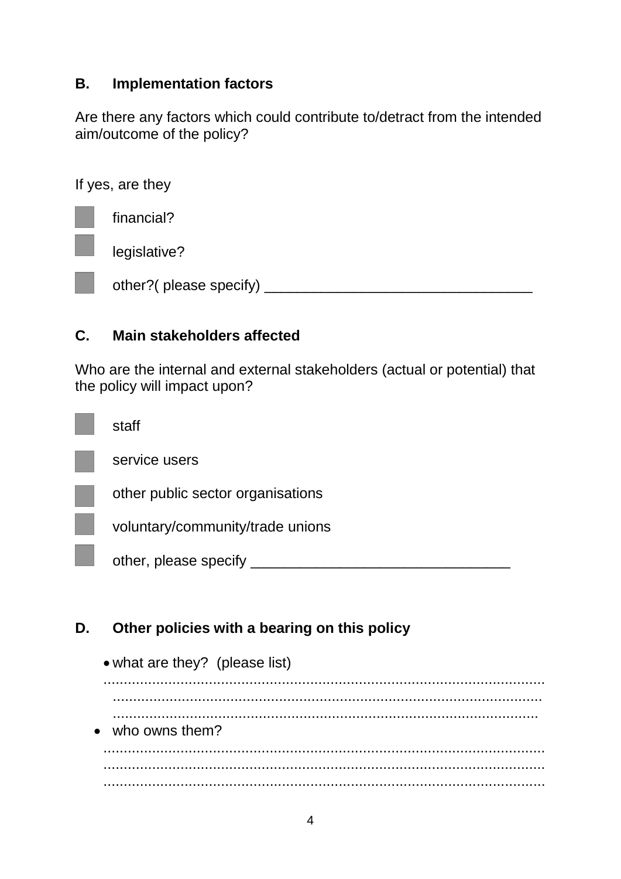## B. Implementation factors

Are there any factors which could contribute to/detract from the intended aim/outcome of the policy?

If yes, are they

- ☐ financial?
- ☐ legislative?
- ☐ other?( please specify) _________________________________

## C. Main stakeholders affected

Who are the internal and external stakeholders (actual or potential) that the policy will impact upon?

- ☐ staff
- ☐ service users
- ☐ other public sector organisations
- ☐ voluntary/community/trade unions
- ☐ other, please specify _______________________________

## D. Other policies with a bearing on this policy

- what are they? (please list)
  ..........................................................................................................
  ..........................................................................................................
  ..........................................................................................................
- who owns them?
  ..........................................................................................................
  ..........................................................................................................
  ..........................................................................................................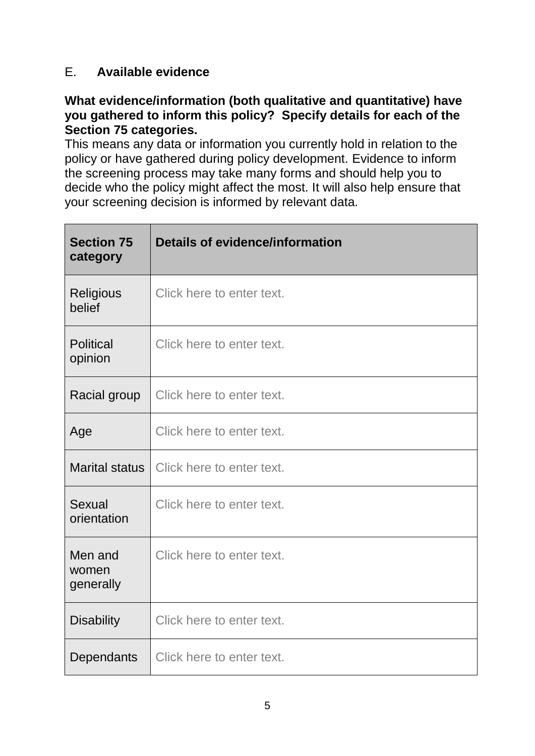## E. Available evidence

**What evidence/information (both qualitative and quantitative) have you gathered to inform this policy? Specify details for each of the Section 75 categories.**

This means any data or information you currently hold in relation to the policy or have gathered during policy development. Evidence to inform the screening process may take many forms and should help you to decide who the policy might affect the most. It will also help ensure that your screening decision is informed by relevant data.

| Section 75 category | Details of evidence/information |
|---|---|
| Religious belief | Click here to enter text. |
| Political opinion | Click here to enter text. |
| Racial group | Click here to enter text. |
| Age | Click here to enter text. |
| Marital status | Click here to enter text. |
| Sexual orientation | Click here to enter text. |
| Men and women generally | Click here to enter text. |
| Disability | Click here to enter text. |
| Dependants | Click here to enter text. |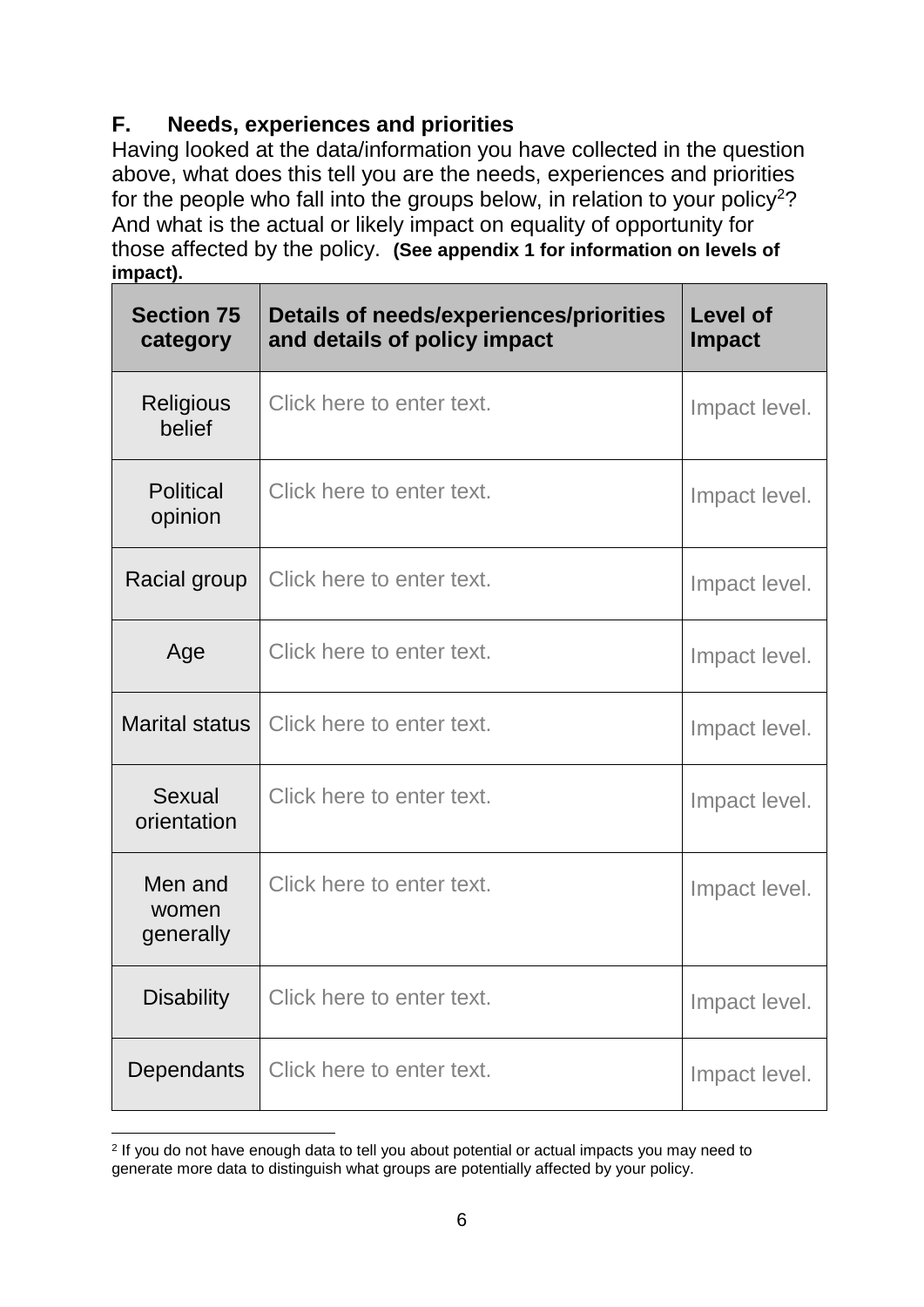## F. Needs, experiences and priorities

Having looked at the data/information you have collected in the question above, what does this tell you are the needs, experiences and priorities for the people who fall into the groups below, in relation to your policy[2]? And what is the actual or likely impact on equality of opportunity for those affected by the policy. **(See appendix 1 for information on levels of impact).**

| Section 75 category | Details of needs/experiences/priorities and details of policy impact | Level of Impact |
|---|---|---|
| Religious belief | Click here to enter text. | Impact level. |
| Political opinion | Click here to enter text. | Impact level. |
| Racial group | Click here to enter text. | Impact level. |
| Age | Click here to enter text. | Impact level. |
| Marital status | Click here to enter text. | Impact level. |
| Sexual orientation | Click here to enter text. | Impact level. |
| Men and women generally | Click here to enter text. | Impact level. |
| Disability | Click here to enter text. | Impact level. |
| Dependants | Click here to enter text. | Impact level. |

[2] If you do not have enough data to tell you about potential or actual impacts you may need to generate more data to distinguish what groups are potentially affected by your policy.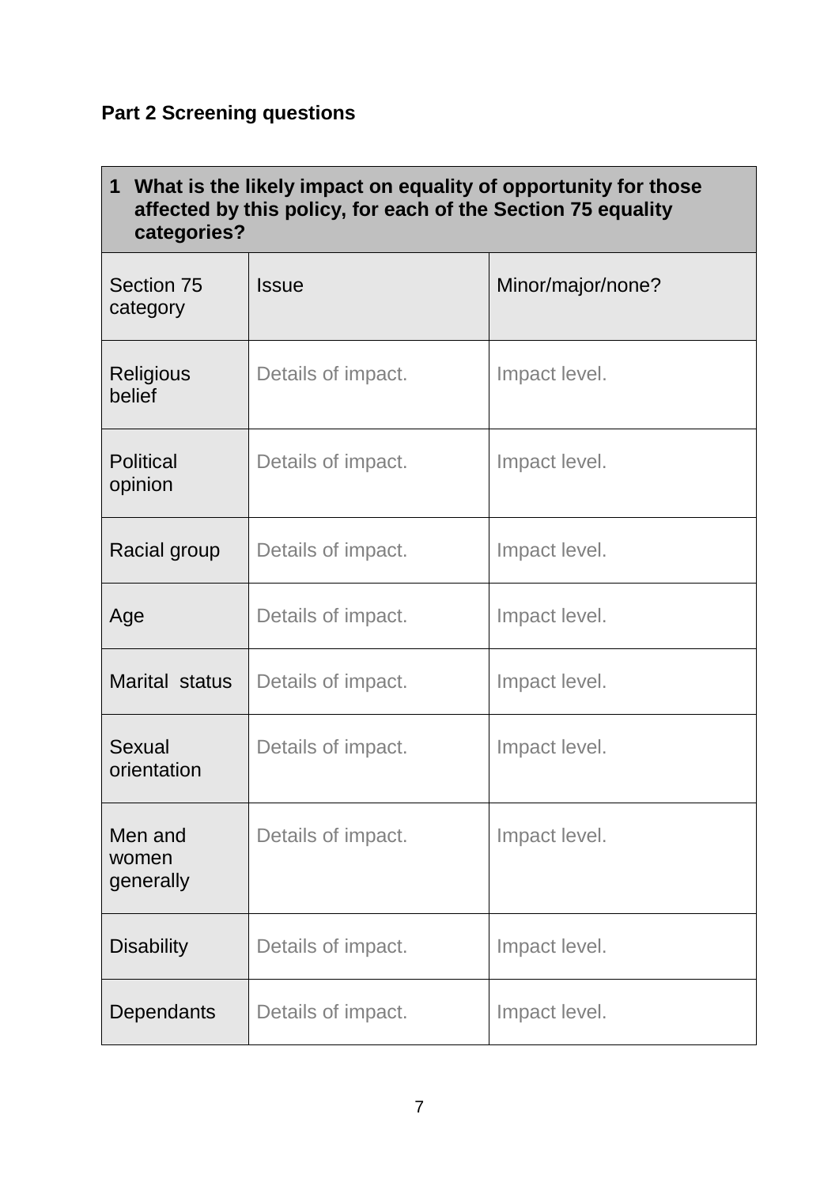## Part 2 Screening questions

| **1 What is the likely impact on equality of opportunity for those affected by this policy, for each of the Section 75 equality categories?** | | |
|---|---|---|
| Section 75 category | Issue | Minor/major/none? |
| Religious belief | Details of impact. | Impact level. |
| Political opinion | Details of impact. | Impact level. |
| Racial group | Details of impact. | Impact level. |
| Age | Details of impact. | Impact level. |
| Marital status | Details of impact. | Impact level. |
| Sexual orientation | Details of impact. | Impact level. |
| Men and women generally | Details of impact. | Impact level. |
| Disability | Details of impact. | Impact level. |
| Dependants | Details of impact. | Impact level. |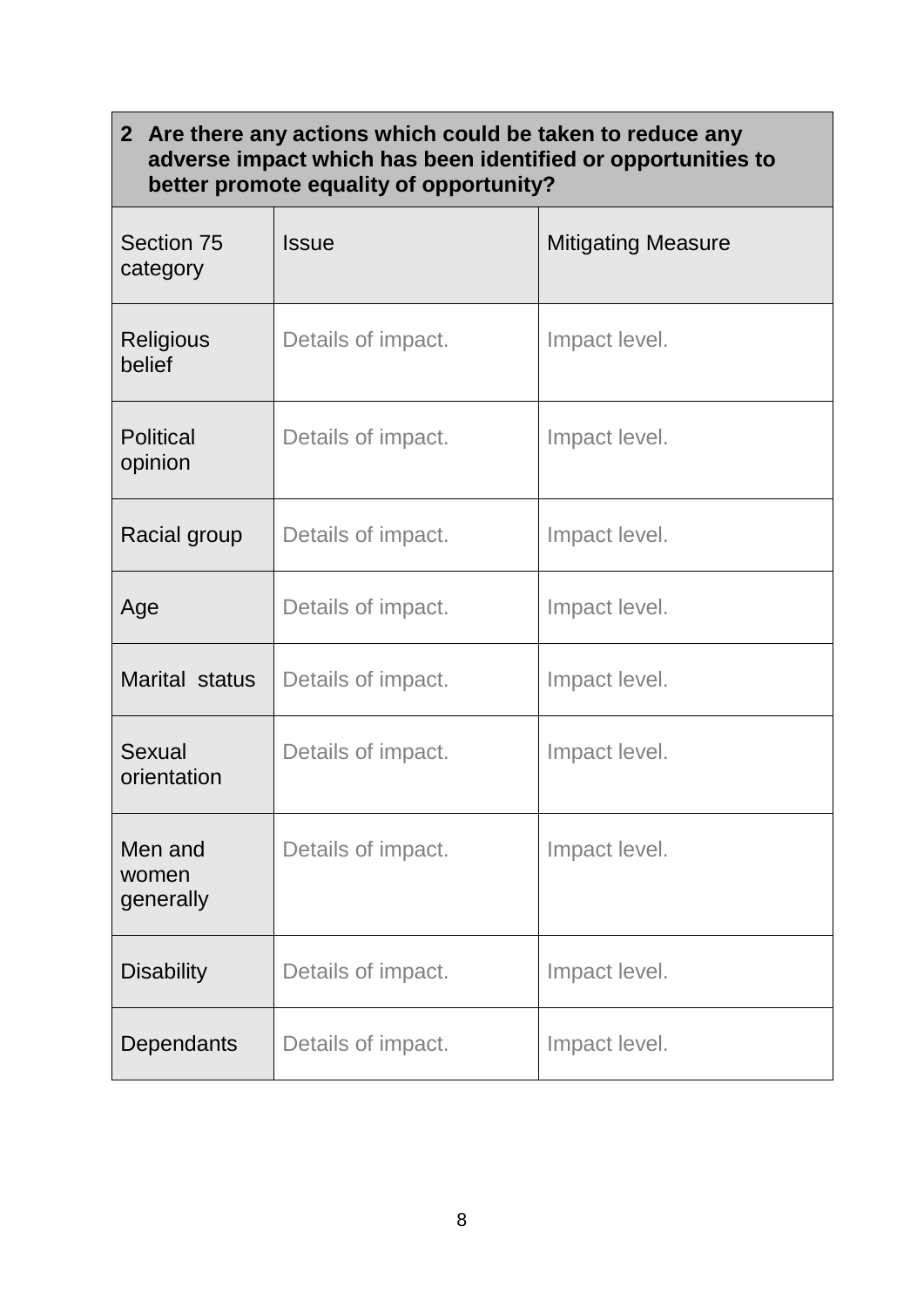| 2 Are there any actions which could be taken to reduce any adverse impact which has been identified or opportunities to better promote equality of opportunity? | | |
|---|---|---|
| Section 75 category | Issue | Mitigating Measure |
| Religious belief | Details of impact. | Impact level. |
| Political opinion | Details of impact. | Impact level. |
| Racial group | Details of impact. | Impact level. |
| Age | Details of impact. | Impact level. |
| Marital status | Details of impact. | Impact level. |
| Sexual orientation | Details of impact. | Impact level. |
| Men and women generally | Details of impact. | Impact level. |
| Disability | Details of impact. | Impact level. |
| Dependants | Details of impact. | Impact level. |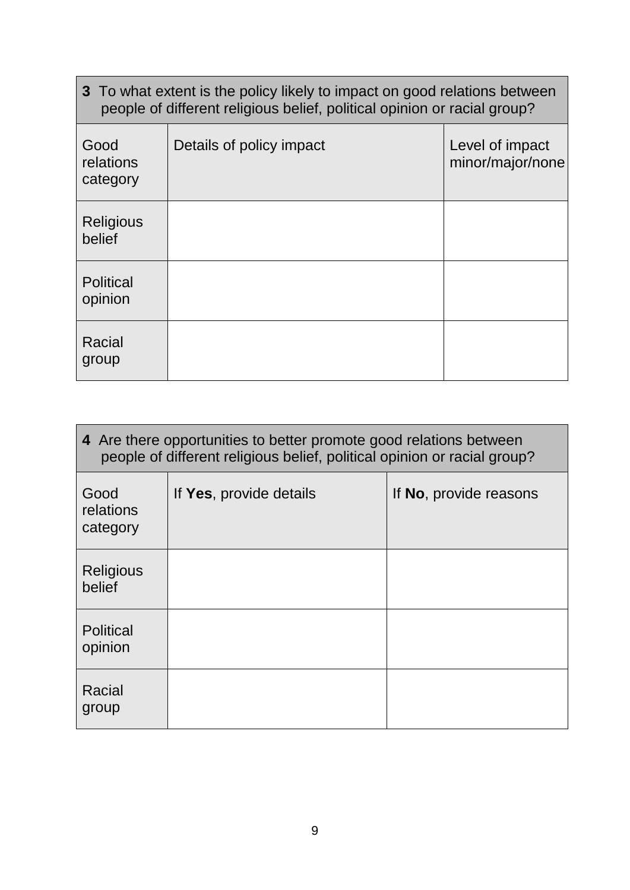| **3** To what extent is the policy likely to impact on good relations between people of different religious belief, political opinion or racial group? | | |
|---|---|---|
| Good relations category | Details of policy impact | Level of impact minor/major/none |
| Religious belief | | |
| Political opinion | | |
| Racial group | | |

| **4** Are there opportunities to better promote good relations between people of different religious belief, political opinion or racial group? | | |
|---|---|---|
| Good relations category | If **Yes**, provide details | If **No**, provide reasons |
| Religious belief | | |
| Political opinion | | |
| Racial group | | |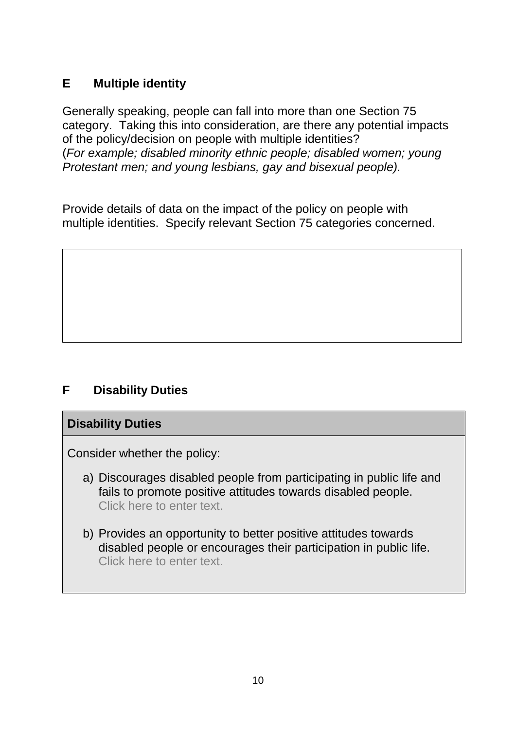## E Multiple identity

Generally speaking, people can fall into more than one Section 75 category. Taking this into consideration, are there any potential impacts of the policy/decision on people with multiple identities?
(*For example; disabled minority ethnic people; disabled women; young Protestant men; and young lesbians, gay and bisexual people).*

Provide details of data on the impact of the policy on people with multiple identities. Specify relevant Section 75 categories concerned.

| |
|---|
| |

## F Disability Duties

| **Disability Duties** |
|---|
| Consider whether the policy:<br><br>a) Discourages disabled people from participating in public life and fails to promote positive attitudes towards disabled people.<br>Click here to enter text.<br><br>b) Provides an opportunity to better positive attitudes towards disabled people or encourages their participation in public life.<br>Click here to enter text. |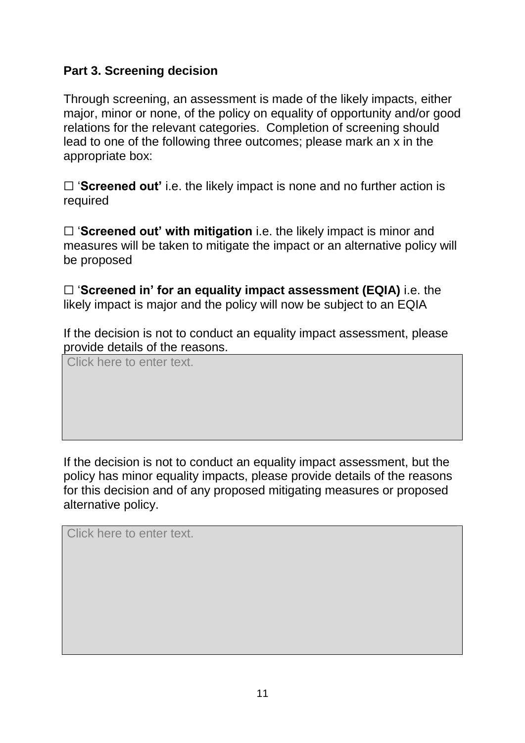**Part 3. Screening decision**

Through screening, an assessment is made of the likely impacts, either major, minor or none, of the policy on equality of opportunity and/or good relations for the relevant categories. Completion of screening should lead to one of the following three outcomes; please mark an x in the appropriate box:

☐ '**Screened out'** i.e. the likely impact is none and no further action is required

☐ '**Screened out' with mitigation** i.e. the likely impact is minor and measures will be taken to mitigate the impact or an alternative policy will be proposed

☐ '**Screened in' for an equality impact assessment (EQIA)** i.e. the likely impact is major and the policy will now be subject to an EQIA

If the decision is not to conduct an equality impact assessment, please provide details of the reasons.

| Click here to enter text. |
| --- |

If the decision is not to conduct an equality impact assessment, but the policy has minor equality impacts, please provide details of the reasons for this decision and of any proposed mitigating measures or proposed alternative policy.

| Click here to enter text. |
| --- |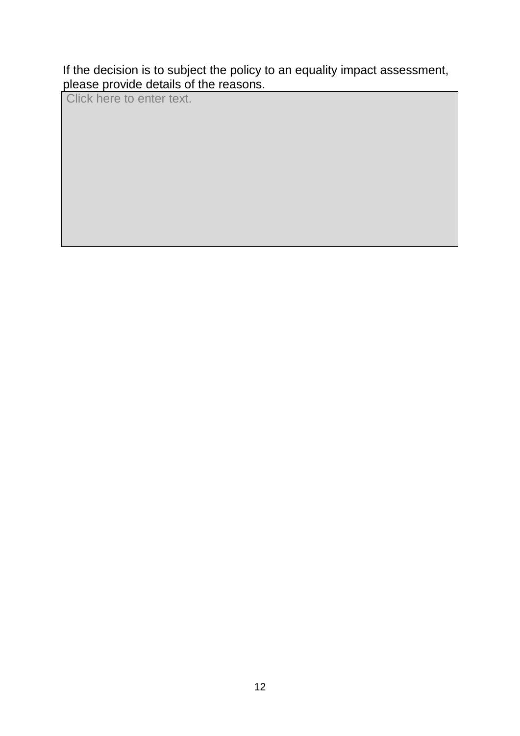If the decision is to subject the policy to an equality impact assessment, please provide details of the reasons.

| Click here to enter text. |
| --- |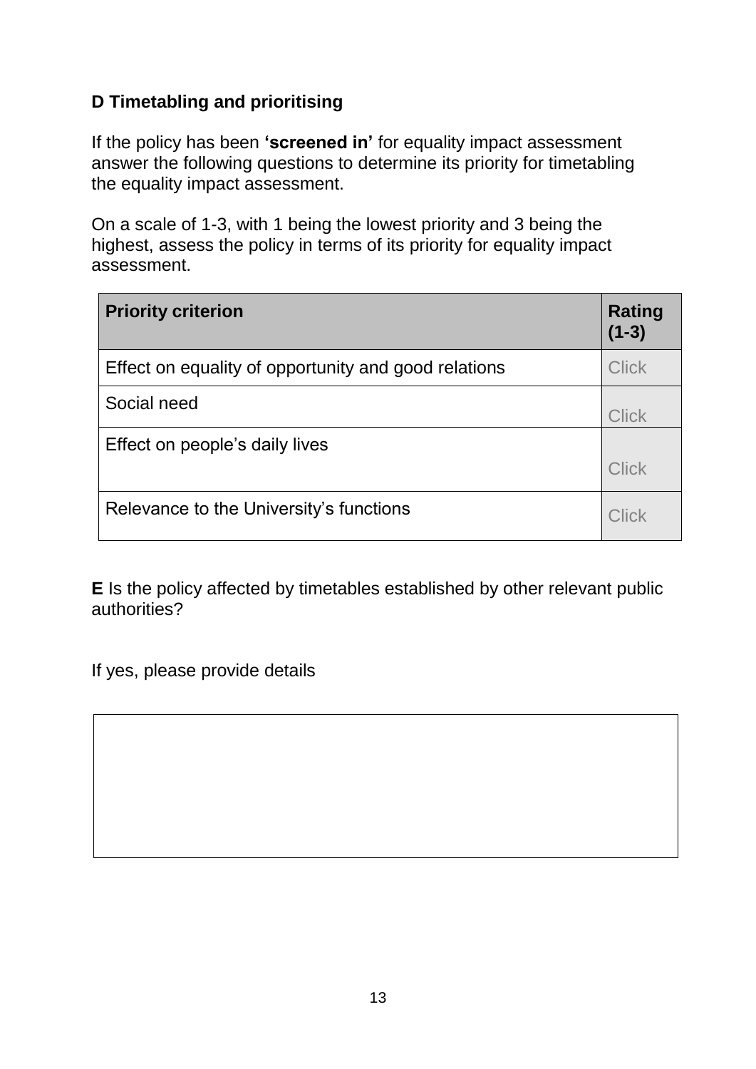**D Timetabling and prioritising**

If the policy has been **'screened in'** for equality impact assessment answer the following questions to determine its priority for timetabling the equality impact assessment.

On a scale of 1-3, with 1 being the lowest priority and 3 being the highest, assess the policy in terms of its priority for equality impact assessment.

| Priority criterion | Rating (1-3) |
|---|---|
| Effect on equality of opportunity and good relations | Click |
| Social need | Click |
| Effect on people's daily lives | Click |
| Relevance to the University's functions | Click |

**E** Is the policy affected by timetables established by other relevant public authorities?

If yes, please provide details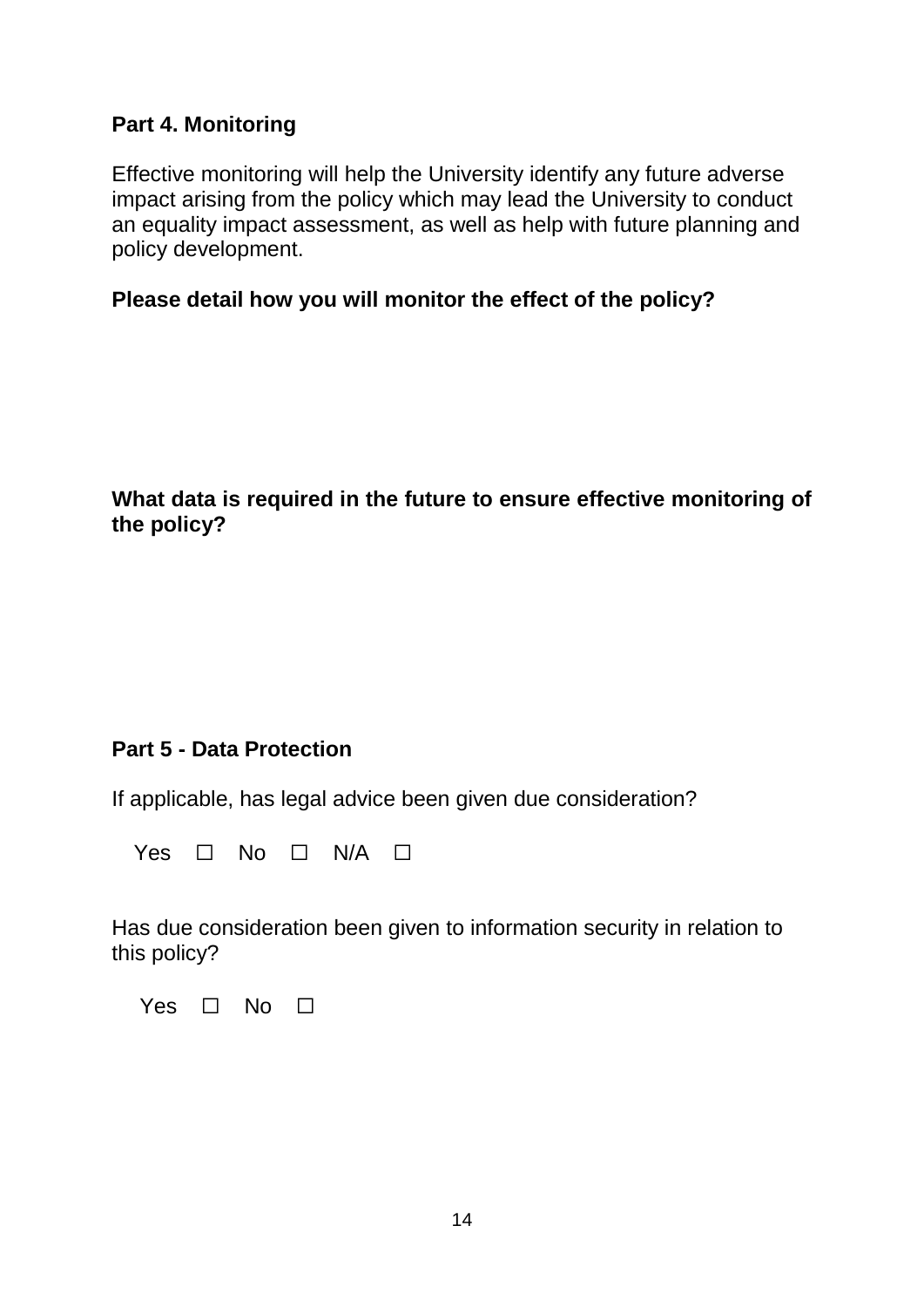## Part 4. Monitoring

Effective monitoring will help the University identify any future adverse impact arising from the policy which may lead the University to conduct an equality impact assessment, as well as help with future planning and policy development.

**Please detail how you will monitor the effect of the policy?**

**What data is required in the future to ensure effective monitoring of the policy?**

## Part 5 - Data Protection

If applicable, has legal advice been given due consideration?

Yes ☐ No ☐ N/A ☐

Has due consideration been given to information security in relation to this policy?

Yes ☐ No ☐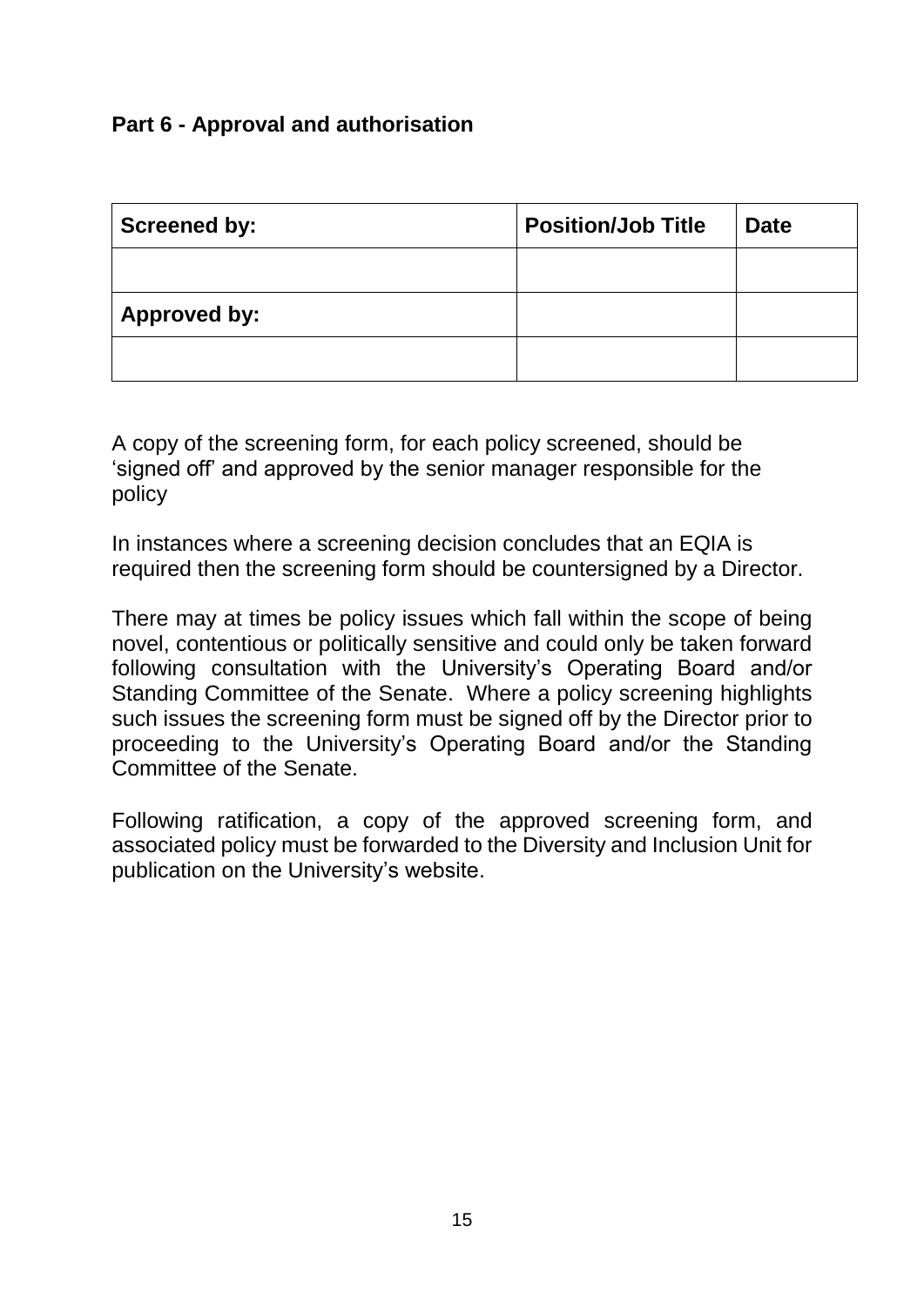**Part 6 - Approval and authorisation**

| **Screened by:** | **Position/Job Title** | **Date** |
|---|---|---|
| | | |
| **Approved by:** | | |
| | | |

A copy of the screening form, for each policy screened, should be 'signed off' and approved by the senior manager responsible for the policy

In instances where a screening decision concludes that an EQIA is required then the screening form should be countersigned by a Director.

There may at times be policy issues which fall within the scope of being novel, contentious or politically sensitive and could only be taken forward following consultation with the University's Operating Board and/or Standing Committee of the Senate. Where a policy screening highlights such issues the screening form must be signed off by the Director prior to proceeding to the University's Operating Board and/or the Standing Committee of the Senate.

Following ratification, a copy of the approved screening form, and associated policy must be forwarded to the Diversity and Inclusion Unit for publication on the University's website.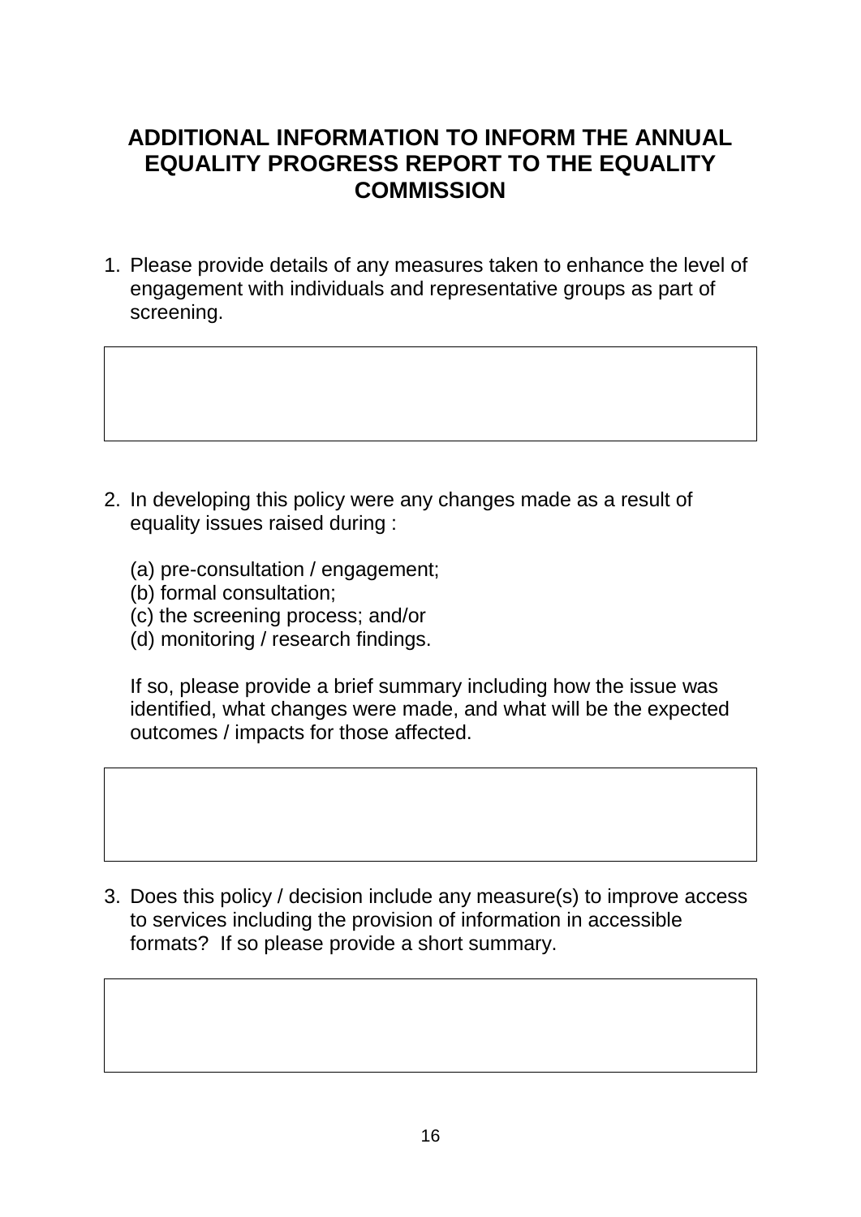# ADDITIONAL INFORMATION TO INFORM THE ANNUAL EQUALITY PROGRESS REPORT TO THE EQUALITY COMMISSION

1. Please provide details of any measures taken to enhance the level of engagement with individuals and representative groups as part of screening.

| |
|---|
| |

2. In developing this policy were any changes made as a result of equality issues raised during :

   (a) pre-consultation / engagement;
   (b) formal consultation;
   (c) the screening process; and/or
   (d) monitoring / research findings.

   If so, please provide a brief summary including how the issue was identified, what changes were made, and what will be the expected outcomes / impacts for those affected.

| |
|---|
| |

3. Does this policy / decision include any measure(s) to improve access to services including the provision of information in accessible formats? If so please provide a short summary.

| |
|---|
| |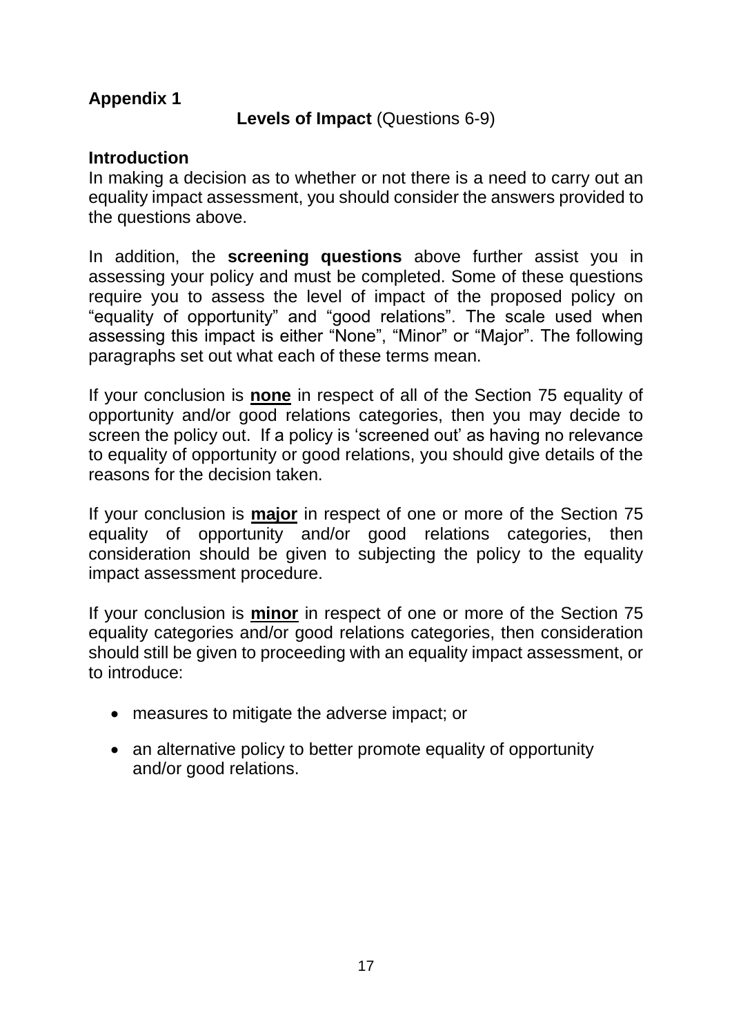**Appendix 1**

**Levels of Impact** (Questions 6-9)

**Introduction**

In making a decision as to whether or not there is a need to carry out an equality impact assessment, you should consider the answers provided to the questions above.

In addition, the **screening questions** above further assist you in assessing your policy and must be completed. Some of these questions require you to assess the level of impact of the proposed policy on "equality of opportunity" and "good relations". The scale used when assessing this impact is either "None", "Minor" or "Major". The following paragraphs set out what each of these terms mean.

If your conclusion is **none** in respect of all of the Section 75 equality of opportunity and/or good relations categories, then you may decide to screen the policy out. If a policy is 'screened out' as having no relevance to equality of opportunity or good relations, you should give details of the reasons for the decision taken.

If your conclusion is **major** in respect of one or more of the Section 75 equality of opportunity and/or good relations categories, then consideration should be given to subjecting the policy to the equality impact assessment procedure.

If your conclusion is **minor** in respect of one or more of the Section 75 equality categories and/or good relations categories, then consideration should still be given to proceeding with an equality impact assessment, or to introduce:

- measures to mitigate the adverse impact; or
- an alternative policy to better promote equality of opportunity and/or good relations.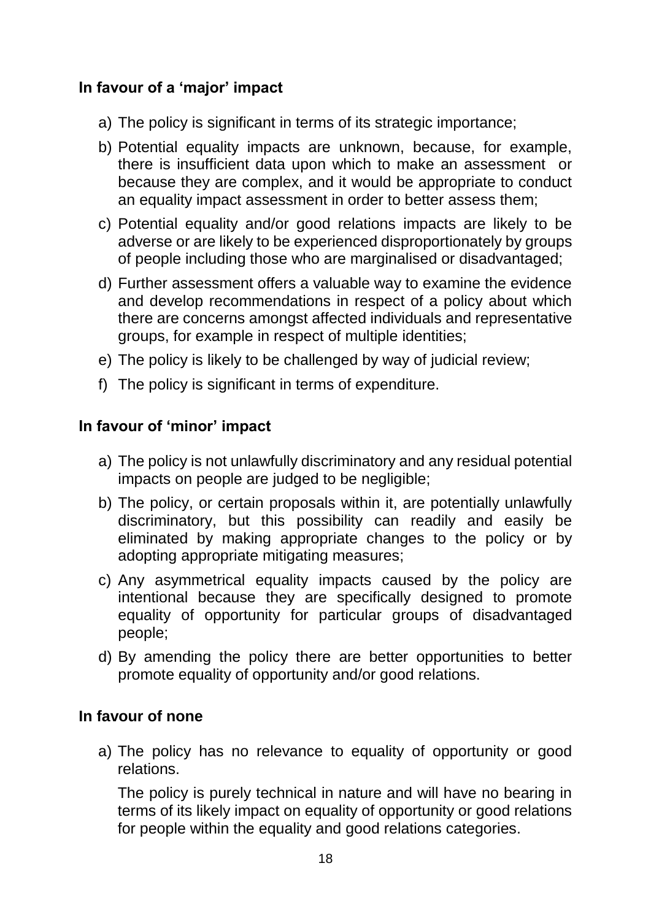### In favour of a 'major' impact

a) The policy is significant in terms of its strategic importance;

b) Potential equality impacts are unknown, because, for example, there is insufficient data upon which to make an assessment or because they are complex, and it would be appropriate to conduct an equality impact assessment in order to better assess them;

c) Potential equality and/or good relations impacts are likely to be adverse or are likely to be experienced disproportionately by groups of people including those who are marginalised or disadvantaged;

d) Further assessment offers a valuable way to examine the evidence and develop recommendations in respect of a policy about which there are concerns amongst affected individuals and representative groups, for example in respect of multiple identities;

e) The policy is likely to be challenged by way of judicial review;

f) The policy is significant in terms of expenditure.

### In favour of 'minor' impact

a) The policy is not unlawfully discriminatory and any residual potential impacts on people are judged to be negligible;

b) The policy, or certain proposals within it, are potentially unlawfully discriminatory, but this possibility can readily and easily be eliminated by making appropriate changes to the policy or by adopting appropriate mitigating measures;

c) Any asymmetrical equality impacts caused by the policy are intentional because they are specifically designed to promote equality of opportunity for particular groups of disadvantaged people;

d) By amending the policy there are better opportunities to better promote equality of opportunity and/or good relations.

### In favour of none

a) The policy has no relevance to equality of opportunity or good relations.

   The policy is purely technical in nature and will have no bearing in terms of its likely impact on equality of opportunity or good relations for people within the equality and good relations categories.